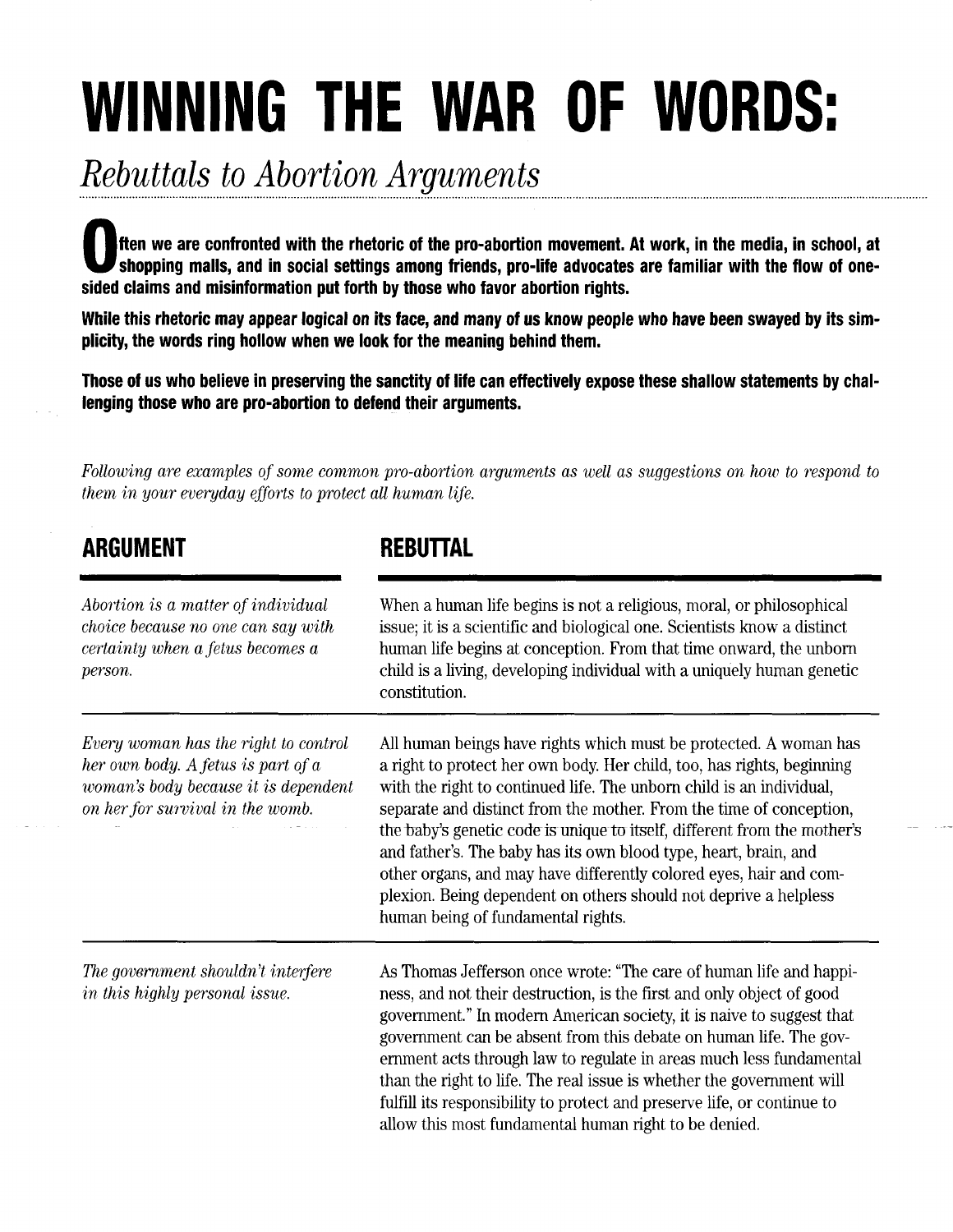# WINNING THE WAR OF WORDS:

## *Rebuttals to Abortion Arguments*

**Often we are confronted with the rhetoric of the pro-abortion movement. At work, in the media, in school, at shopping malls, and in social settings among friends, pro-life advocates are familiar with the flow of one-sided claims and misinformation put forth by those who favor abortion rights.**

**While this rhetoric may appear logical on its face, and many of us know people who have been swayed by its simplicity, the words ring hollow when we look for the meaning behind them.**

**Those of us who believe in preserving the sanctity of life can effectively expose these shallow statements by challenging those who are pro-abortion to defend their arguments.**

*Following are examples of some common pro-abortion arguments as well as suggestions on how to respond to them in your everyday efforts to protect all human life.*

| ARGUMENT | REBUTTAL |
|---|---|
| *Abortion is a matter of individual choice because no one can say with certainty when a fetus becomes a person.* | When a human life begins is not a religious, moral, or philosophical issue; it is a scientific and biological one. Scientists know a distinct human life begins at conception. From that time onward, the unborn child is a living, developing individual with a uniquely human genetic constitution. |
| *Every woman has the right to control her own body. A fetus is part of a woman's body because it is dependent on her for survival in the womb.* | All human beings have rights which must be protected. A woman has a right to protect her own body. Her child, too, has rights, beginning with the right to continued life. The unborn child is an individual, separate and distinct from the mother. From the time of conception, the baby's genetic code is unique to itself, different from the mother's and father's. The baby has its own blood type, heart, brain, and other organs, and may have differently colored eyes, hair and complexion. Being dependent on others should not deprive a helpless human being of fundamental rights. |
| *The government shouldn't interfere in this highly personal issue.* | As Thomas Jefferson once wrote: "The care of human life and happiness, and not their destruction, is the first and only object of good government." In modern American society, it is naive to suggest that government can be absent from this debate on human life. The government acts through law to regulate in areas much less fundamental than the right to life. The real issue is whether the government will fulfill its responsibility to protect and preserve life, or continue to allow this most fundamental human right to be denied. |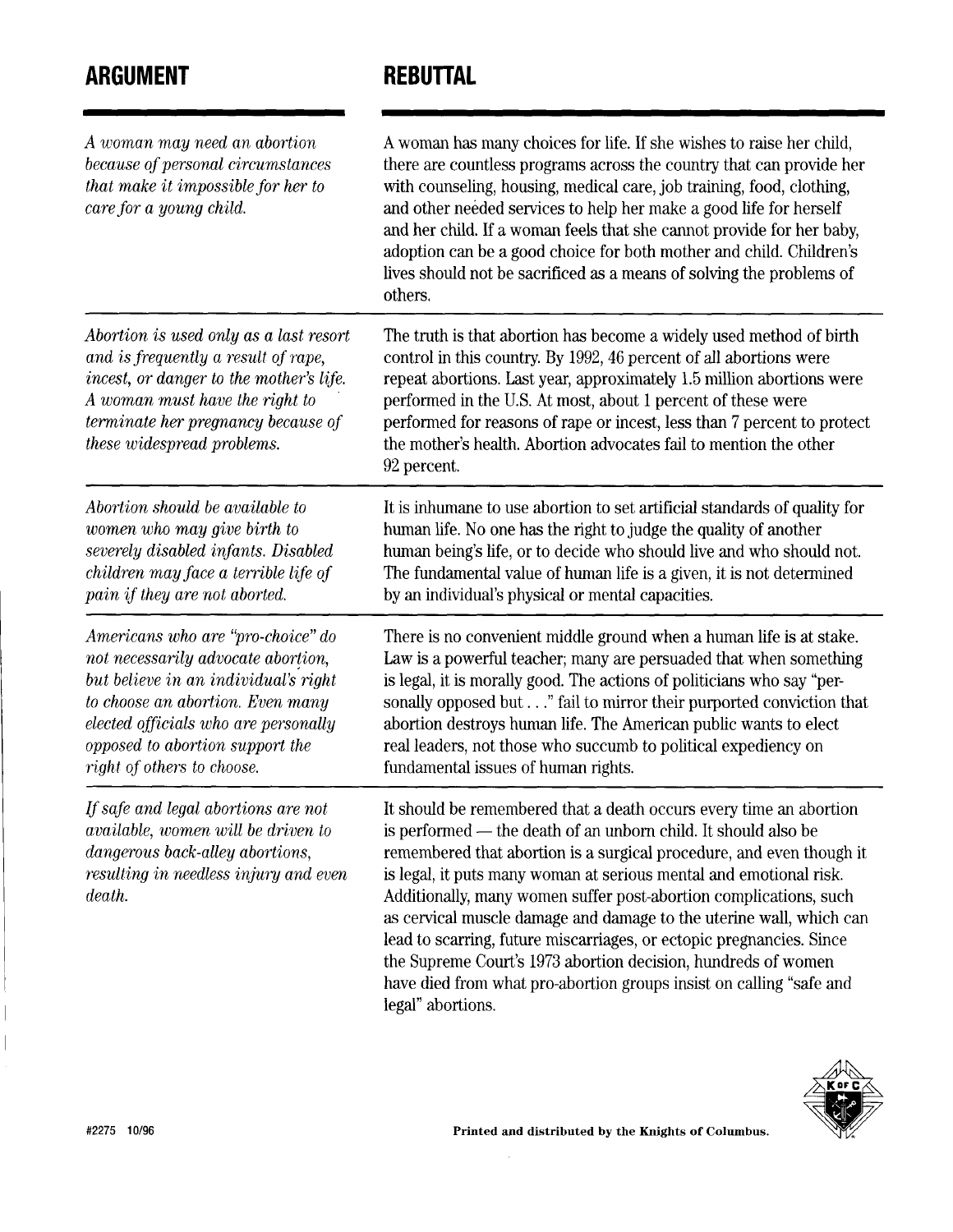| ARGUMENT | REBUTTAL |
| --- | --- |
| *A woman may need an abortion because of personal circumstances that make it impossible for her to care for a young child.* | A woman has many choices for life. If she wishes to raise her child, there are countless programs across the country that can provide her with counseling, housing, medical care, job training, food, clothing, and other needed services to help her make a good life for herself and her child. If a woman feels that she cannot provide for her baby, adoption can be a good choice for both mother and child. Children's lives should not be sacrificed as a means of solving the problems of others. |
| *Abortion is used only as a last resort and is frequently a result of rape, incest, or danger to the mother's life. A woman must have the right to terminate her pregnancy because of these widespread problems.* | The truth is that abortion has become a widely used method of birth control in this country. By 1992, 46 percent of all abortions were repeat abortions. Last year, approximately 1.5 million abortions were performed in the U.S. At most, about 1 percent of these were performed for reasons of rape or incest, less than 7 percent to protect the mother's health. Abortion advocates fail to mention the other 92 percent. |
| *Abortion should be available to women who may give birth to severely disabled infants. Disabled children may face a terrible life of pain if they are not aborted.* | It is inhumane to use abortion to set artificial standards of quality for human life. No one has the right to judge the quality of another human being's life, or to decide who should live and who should not. The fundamental value of human life is a given, it is not determined by an individual's physical or mental capacities. |
| *Americans who are "pro-choice" do not necessarily advocate abortion, but believe in an individual's right to choose an abortion. Even many elected officials who are personally opposed to abortion support the right of others to choose.* | There is no convenient middle ground when a human life is at stake. Law is a powerful teacher; many are persuaded that when something is legal, it is morally good. The actions of politicians who say "personally opposed but . . ." fail to mirror their purported conviction that abortion destroys human life. The American public wants to elect real leaders, not those who succumb to political expediency on fundamental issues of human rights. |
| *If safe and legal abortions are not available, women will be driven to dangerous back-alley abortions, resulting in needless injury and even death.* | It should be remembered that a death occurs every time an abortion is performed — the death of an unborn child. It should also be remembered that abortion is a surgical procedure, and even though it is legal, it puts many woman at serious mental and emotional risk. Additionally, many women suffer post-abortion complications, such as cervical muscle damage and damage to the uterine wall, which can lead to scarring, future miscarriages, or ectopic pregnancies. Since the Supreme Court's 1973 abortion decision, hundreds of women have died from what pro-abortion groups insist on calling "safe and legal" abortions. |

#2275 10/96

**Printed and distributed by the Knights of Columbus.**